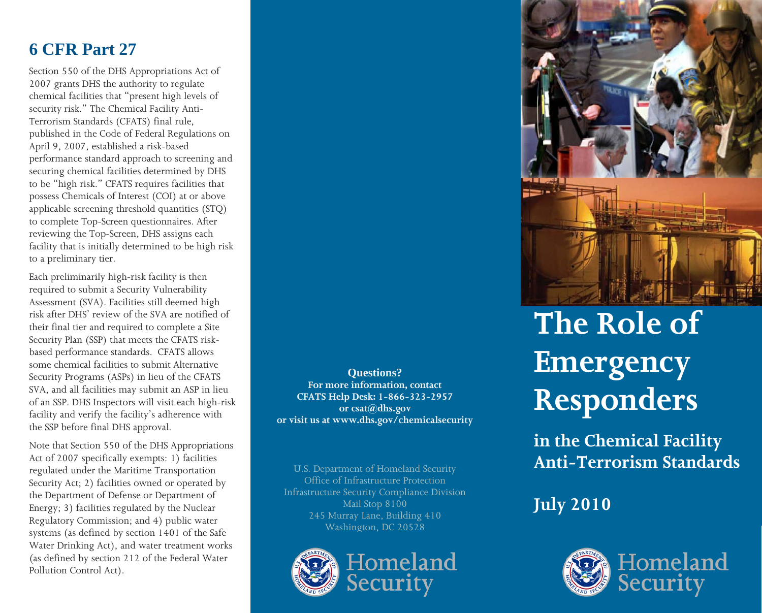## 6 CFR Part 27

Section 550 of the DHS Appropriations Act of 2007 grants DHS the authority to regulate chemical facilities that "present high levels of security risk." The Chemical Facility Anti-Terrorism Standards (CFATS) final rule, published in the Code of Federal Regulations on April 9, 2007, established a risk-based performance standard approach to screening and securing chemical facilities determined by DHS to be "high risk." CFATS requires facilities that possess Chemicals of Interest (COI) at or above applicable screening threshold quantities (STQ) to complete Top-Screen questionnaires. After reviewing the Top-Screen, DHS assigns each facility that is initially determined to be high risk to a preliminary tier.

Each preliminarily high-risk facility is then required to submit a Security Vulnerability Assessment (SVA). Facilities still deemed high risk after DHS' review of the SVA are notified of their final tier and required to complete a Site Security Plan (SSP) that meets the CFATS risk-based performance standards. CFATS allows some chemical facilities to submit Alternative Security Programs (ASPs) in lieu of the CFATS SVA, and all facilities may submit an ASP in lieu of an SSP. DHS Inspectors will visit each high-risk facility and verify the facility's adherence with the SSP before final DHS approval.

Note that Section 550 of the DHS Appropriations Act of 2007 specifically exempts: 1) facilities regulated under the Maritime Transportation Security Act; 2) facilities owned or operated by the Department of Defense or Department of Energy; 3) facilities regulated by the Nuclear Regulatory Commission; and 4) public water systems (as defined by section 1401 of the Safe Water Drinking Act), and water treatment works (as defined by section 212 of the Federal Water Pollution Control Act).

**Questions?**
**For more information, contact**
**CFATS Help Desk: 1-866-323-2957**
**or csat@dhs.gov**
**or visit us at www.dhs.gov/chemicalsecurity**

U.S. Department of Homeland Security
Office of Infrastructure Protection
Infrastructure Security Compliance Division
Mail Stop 8100
245 Murray Lane, Building 410
Washington, DC 20528

Homeland Security

# The Role of Emergency Responders

## in the Chemical Facility Anti-Terrorism Standards

**July 2010**

Homeland Security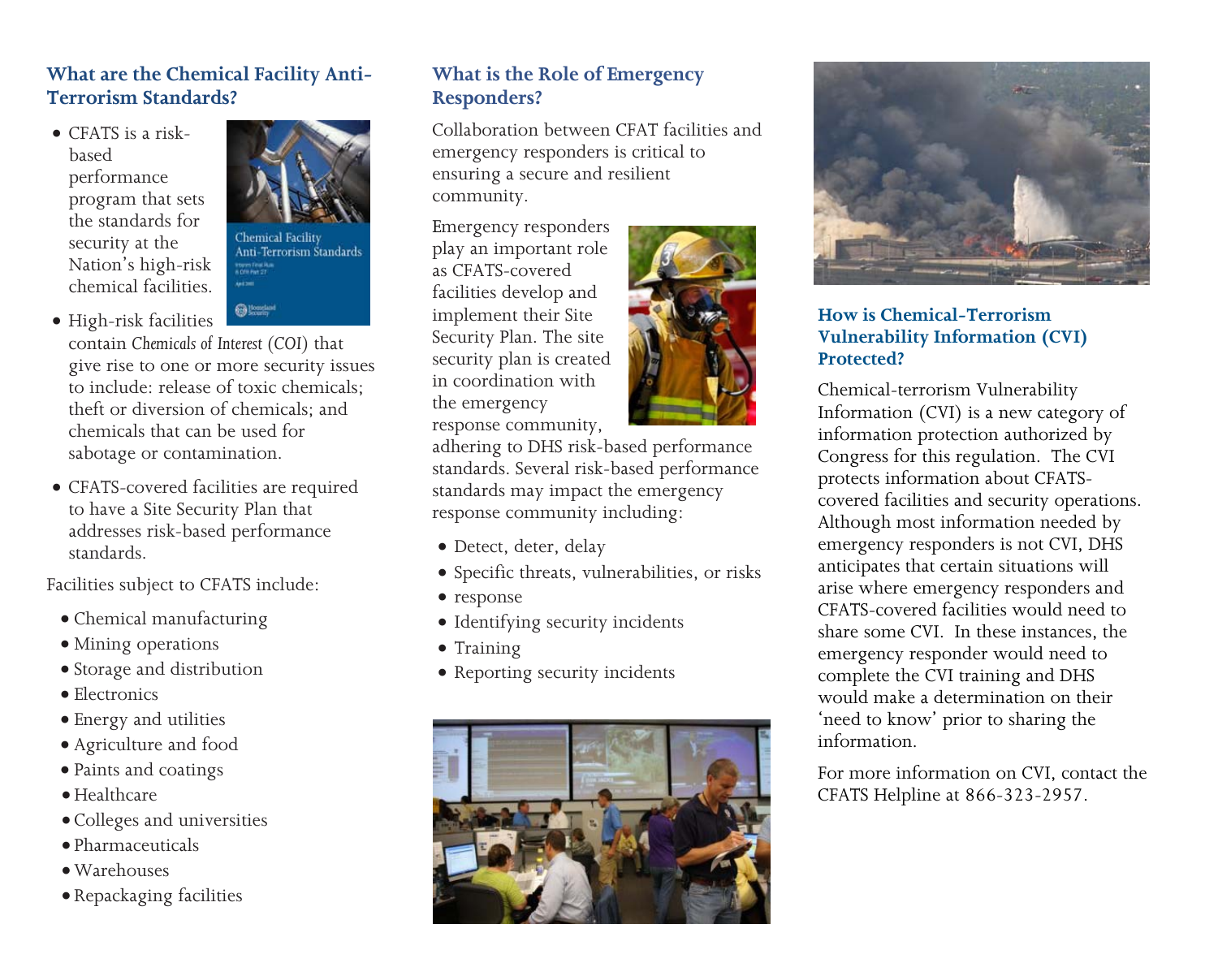## What are the Chemical Facility Anti-Terrorism Standards?

- CFATS is a risk-based performance program that sets the standards for security at the Nation's high-risk chemical facilities.
- High-risk facilities contain *Chemicals of Interest (COI)* that give rise to one or more security issues to include: release of toxic chemicals; theft or diversion of chemicals; and chemicals that can be used for sabotage or contamination.
- CFATS-covered facilities are required to have a Site Security Plan that addresses risk-based performance standards.

Facilities subject to CFATS include:

- Chemical manufacturing
- Mining operations
- Storage and distribution
- Electronics
- Energy and utilities
- Agriculture and food
- Paints and coatings
- Healthcare
- Colleges and universities
- Pharmaceuticals
- Warehouses
- Repackaging facilities

## What is the Role of Emergency Responders?

Collaboration between CFAT facilities and emergency responders is critical to ensuring a secure and resilient community.

Emergency responders play an important role as CFATS-covered facilities develop and implement their Site Security Plan. The site security plan is created in coordination with the emergency response community, adhering to DHS risk-based performance standards. Several risk-based performance standards may impact the emergency response community including:

- Detect, deter, delay
- Specific threats, vulnerabilities, or risks
- response
- Identifying security incidents
- Training
- Reporting security incidents

## How is Chemical-Terrorism Vulnerability Information (CVI) Protected?

Chemical-terrorism Vulnerability Information (CVI) is a new category of information protection authorized by Congress for this regulation. The CVI protects information about CFATS-covered facilities and security operations. Although most information needed by emergency responders is not CVI, DHS anticipates that certain situations will arise where emergency responders and CFATS-covered facilities would need to share some CVI. In these instances, the emergency responder would need to complete the CVI training and DHS would make a determination on their 'need to know' prior to sharing the information.

For more information on CVI, contact the CFATS Helpline at 866-323-2957.